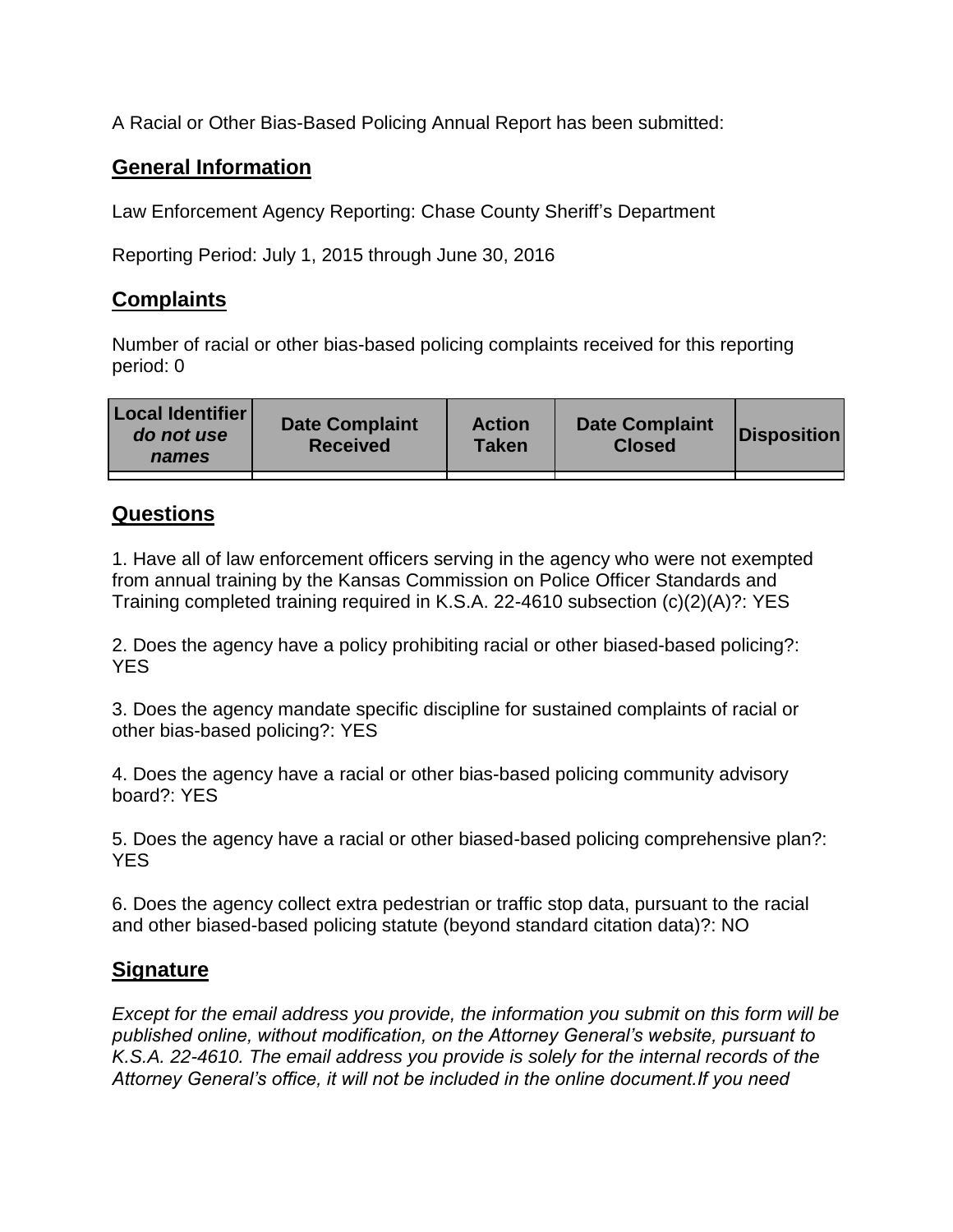A Racial or Other Bias-Based Policing Annual Report has been submitted:

## General Information

Law Enforcement Agency Reporting: Chase County Sheriff's Department

Reporting Period: July 1, 2015 through June 30, 2016

## Complaints

Number of racial or other bias-based policing complaints received for this reporting period: 0

| **Local Identifier** *do not use names* | **Date Complaint Received** | **Action Taken** | **Date Complaint Closed** | **Disposition** |
| --- | --- | --- | --- | --- |
| | | | | |

## Questions

1. Have all of law enforcement officers serving in the agency who were not exempted from annual training by the Kansas Commission on Police Officer Standards and Training completed training required in K.S.A. 22-4610 subsection (c)(2)(A)?: YES

2. Does the agency have a policy prohibiting racial or other biased-based policing?: YES

3. Does the agency mandate specific discipline for sustained complaints of racial or other bias-based policing?: YES

4. Does the agency have a racial or other bias-based policing community advisory board?: YES

5. Does the agency have a racial or other biased-based policing comprehensive plan?: YES

6. Does the agency collect extra pedestrian or traffic stop data, pursuant to the racial and other biased-based policing statute (beyond standard citation data)?: NO

## Signature

*Except for the email address you provide, the information you submit on this form will be published online, without modification, on the Attorney General's website, pursuant to K.S.A. 22-4610. The email address you provide is solely for the internal records of the Attorney General's office, it will not be included in the online document.If you need*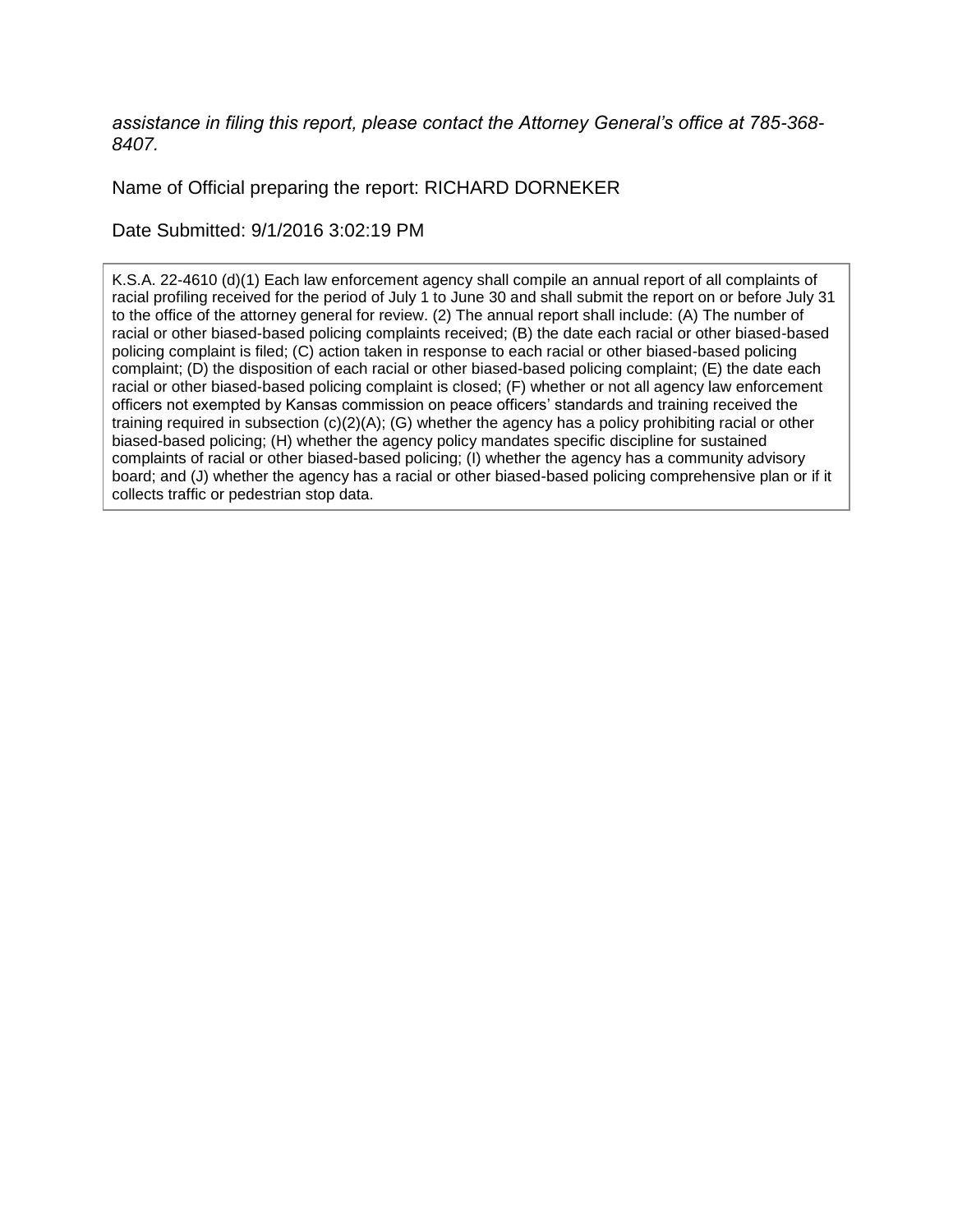*assistance in filing this report, please contact the Attorney General's office at 785-368-8407.*

Name of Official preparing the report: RICHARD DORNEKER

Date Submitted: 9/1/2016 3:02:19 PM

> K.S.A. 22-4610 (d)(1) Each law enforcement agency shall compile an annual report of all complaints of racial profiling received for the period of July 1 to June 30 and shall submit the report on or before July 31 to the office of the attorney general for review. (2) The annual report shall include: (A) The number of racial or other biased-based policing complaints received; (B) the date each racial or other biased-based policing complaint is filed; (C) action taken in response to each racial or other biased-based policing complaint; (D) the disposition of each racial or other biased-based policing complaint; (E) the date each racial or other biased-based policing complaint is closed; (F) whether or not all agency law enforcement officers not exempted by Kansas commission on peace officers' standards and training received the training required in subsection (c)(2)(A); (G) whether the agency has a policy prohibiting racial or other biased-based policing; (H) whether the agency policy mandates specific discipline for sustained complaints of racial or other biased-based policing; (I) whether the agency has a community advisory board; and (J) whether the agency has a racial or other biased-based policing comprehensive plan or if it collects traffic or pedestrian stop data.